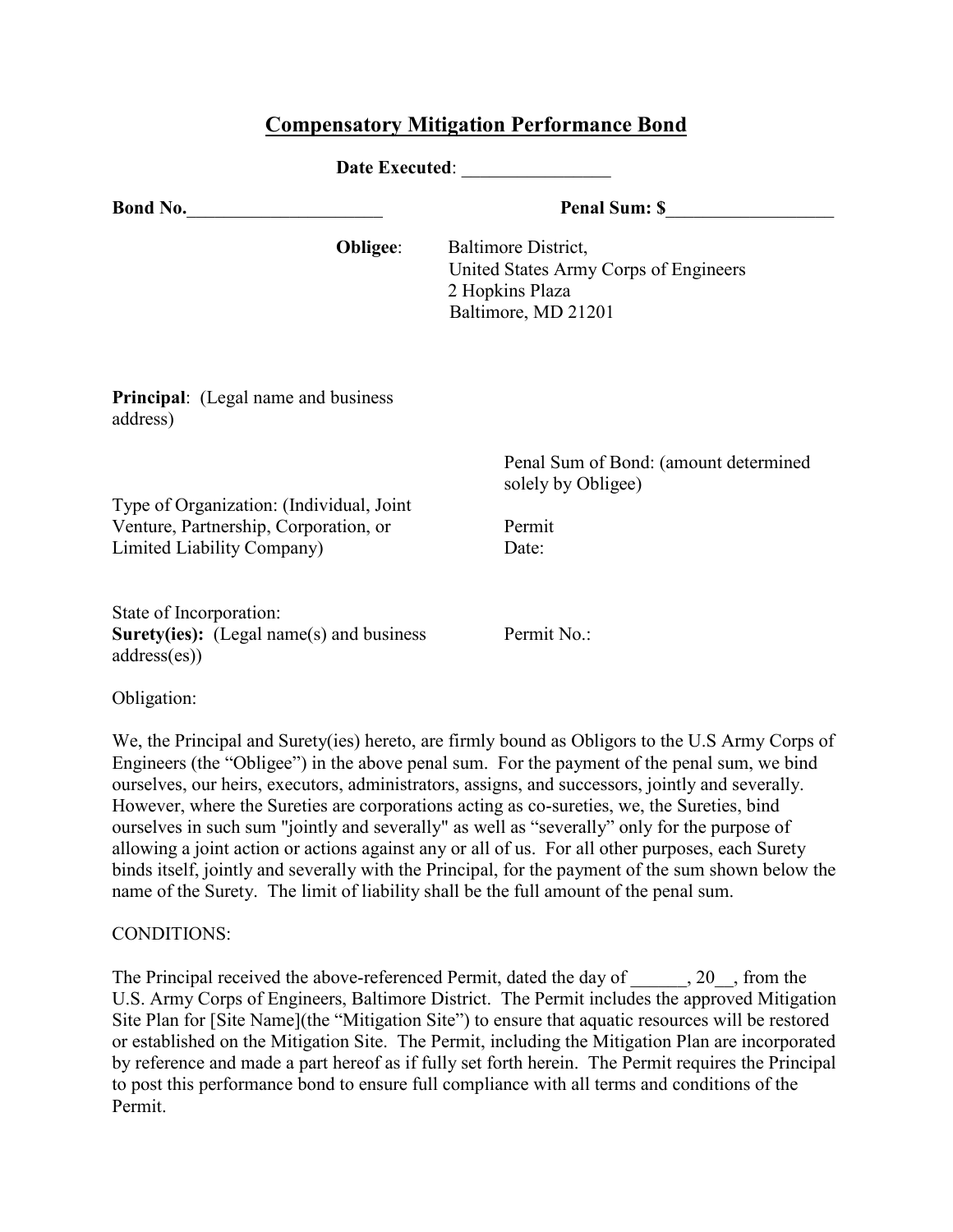# Compensatory Mitigation Performance Bond

**Date Executed**: ________________

**Bond No.**______________________ **Penal Sum: $**__________________

**Obligee**: Baltimore District,
United States Army Corps of Engineers
2 Hopkins Plaza
Baltimore, MD 21201

**Principal**: (Legal name and business address)

Type of Organization: (Individual, Joint Venture, Partnership, Corporation, or Limited Liability Company)

State of Incorporation:

**Surety(ies):** (Legal name(s) and business address(es))

Penal Sum of Bond: (amount determined solely by Obligee)

Permit Date:

Permit No.:

Obligation:

We, the Principal and Surety(ies) hereto, are firmly bound as Obligors to the U.S Army Corps of Engineers (the "Obligee") in the above penal sum. For the payment of the penal sum, we bind ourselves, our heirs, executors, administrators, assigns, and successors, jointly and severally. However, where the Sureties are corporations acting as co-sureties, we, the Sureties, bind ourselves in such sum "jointly and severally" as well as "severally" only for the purpose of allowing a joint action or actions against any or all of us. For all other purposes, each Surety binds itself, jointly and severally with the Principal, for the payment of the sum shown below the name of the Surety. The limit of liability shall be the full amount of the penal sum.

CONDITIONS:

The Principal received the above-referenced Permit, dated the day of ______, 20__, from the U.S. Army Corps of Engineers, Baltimore District. The Permit includes the approved Mitigation Site Plan for [Site Name](the "Mitigation Site") to ensure that aquatic resources will be restored or established on the Mitigation Site. The Permit, including the Mitigation Plan are incorporated by reference and made a part hereof as if fully set forth herein. The Permit requires the Principal to post this performance bond to ensure full compliance with all terms and conditions of the Permit.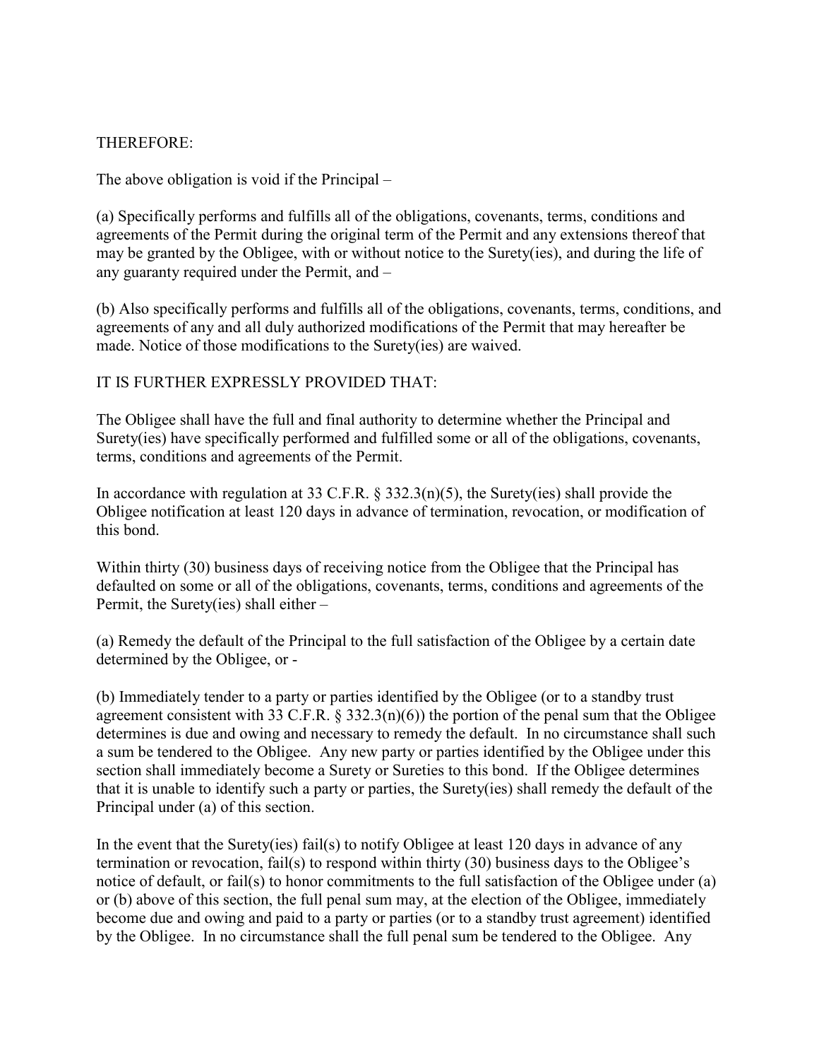THEREFORE:

The above obligation is void if the Principal –

(a) Specifically performs and fulfills all of the obligations, covenants, terms, conditions and agreements of the Permit during the original term of the Permit and any extensions thereof that may be granted by the Obligee, with or without notice to the Surety(ies), and during the life of any guaranty required under the Permit, and –

(b) Also specifically performs and fulfills all of the obligations, covenants, terms, conditions, and agreements of any and all duly authorized modifications of the Permit that may hereafter be made. Notice of those modifications to the Surety(ies) are waived.

IT IS FURTHER EXPRESSLY PROVIDED THAT:

The Obligee shall have the full and final authority to determine whether the Principal and Surety(ies) have specifically performed and fulfilled some or all of the obligations, covenants, terms, conditions and agreements of the Permit.

In accordance with regulation at 33 C.F.R. § 332.3(n)(5), the Surety(ies) shall provide the Obligee notification at least 120 days in advance of termination, revocation, or modification of this bond.

Within thirty (30) business days of receiving notice from the Obligee that the Principal has defaulted on some or all of the obligations, covenants, terms, conditions and agreements of the Permit, the Surety(ies) shall either –

(a) Remedy the default of the Principal to the full satisfaction of the Obligee by a certain date determined by the Obligee, or -

(b) Immediately tender to a party or parties identified by the Obligee (or to a standby trust agreement consistent with 33 C.F.R. § 332.3(n)(6)) the portion of the penal sum that the Obligee determines is due and owing and necessary to remedy the default. In no circumstance shall such a sum be tendered to the Obligee. Any new party or parties identified by the Obligee under this section shall immediately become a Surety or Sureties to this bond. If the Obligee determines that it is unable to identify such a party or parties, the Surety(ies) shall remedy the default of the Principal under (a) of this section.

In the event that the Surety(ies) fail(s) to notify Obligee at least 120 days in advance of any termination or revocation, fail(s) to respond within thirty (30) business days to the Obligee's notice of default, or fail(s) to honor commitments to the full satisfaction of the Obligee under (a) or (b) above of this section, the full penal sum may, at the election of the Obligee, immediately become due and owing and paid to a party or parties (or to a standby trust agreement) identified by the Obligee. In no circumstance shall the full penal sum be tendered to the Obligee. Any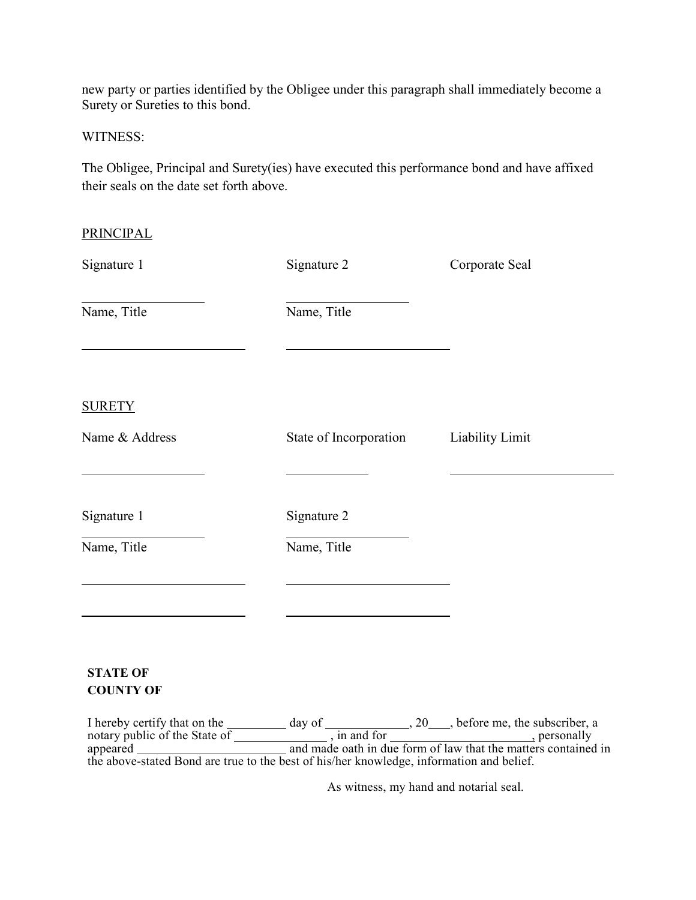new party or parties identified by the Obligee under this paragraph shall immediately become a Surety or Sureties to this bond.

WITNESS:

The Obligee, Principal and Surety(ies) have executed this performance bond and have affixed their seals on the date set forth above.

PRINCIPAL

| Signature 1 | Signature 2 | Corporate Seal |
|---|---|---|
| ____________________ | ____________________ | |
| Name, Title | Name, Title | |
| ________________________ | ________________________ | |

SURETY

| Name & Address | State of Incorporation | Liability Limit |
|---|---|---|
| ____________________ | ____________ | ________________________ |

| Signature 1 | Signature 2 |
|---|---|
| ____________________ | ____________________ |
| Name, Title | Name, Title |
| ________________________ | ________________________ |
| ________________________ | ________________________ |

**STATE OF**
**COUNTY OF**

I hereby certify that on the _________ day of _____________, 20___, before me, the subscriber, a notary public of the State of ______________ , in and for ______________________, personally appeared ________________________ and made oath in due form of law that the matters contained in the above-stated Bond are true to the best of his/her knowledge, information and belief.

As witness, my hand and notarial seal.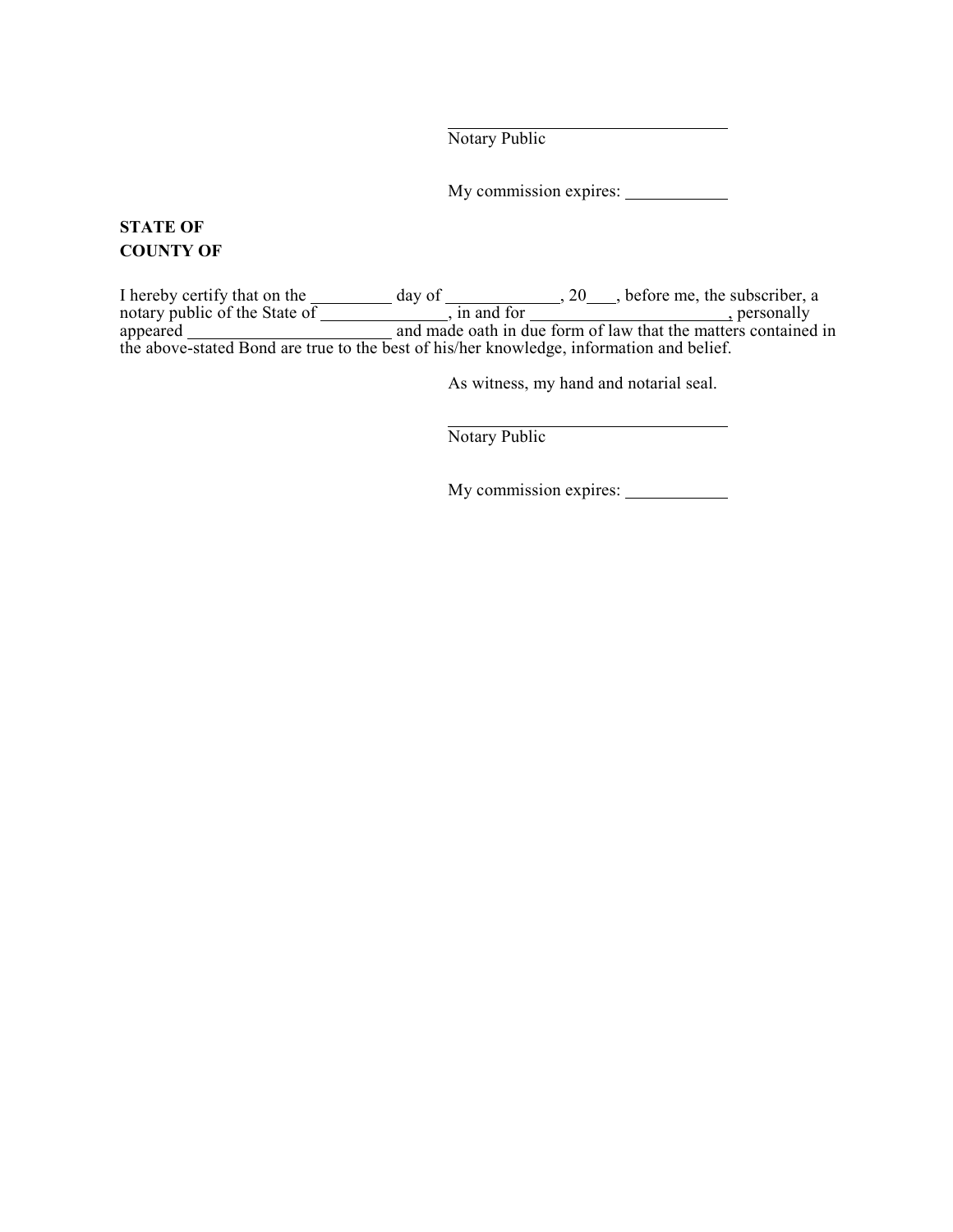\_\_\_\_\_\_\_\_\_\_\_\_\_\_\_\_\_\_\_\_\_\_\_\_\_\_\_\_\_\_
Notary Public

My commission expires: \_\_\_\_\_\_\_\_\_\_

**STATE OF**

**COUNTY OF**

I hereby certify that on the \_\_\_\_\_\_\_\_\_ day of \_\_\_\_\_\_\_\_\_\_\_\_, 20\_\_\_, before me, the subscriber, a notary public of the State of \_\_\_\_\_\_\_\_\_\_\_\_\_\_, in and for \_\_\_\_\_\_\_\_\_\_\_\_\_\_\_\_\_\_\_\_\_\_, personally appeared \_\_\_\_\_\_\_\_\_\_\_\_\_\_\_\_\_\_\_\_\_\_\_ and made oath in due form of law that the matters contained in the above-stated Bond are true to the best of his/her knowledge, information and belief.

As witness, my hand and notarial seal.

\_\_\_\_\_\_\_\_\_\_\_\_\_\_\_\_\_\_\_\_\_\_\_\_\_\_\_\_\_\_
Notary Public

My commission expires: \_\_\_\_\_\_\_\_\_\_